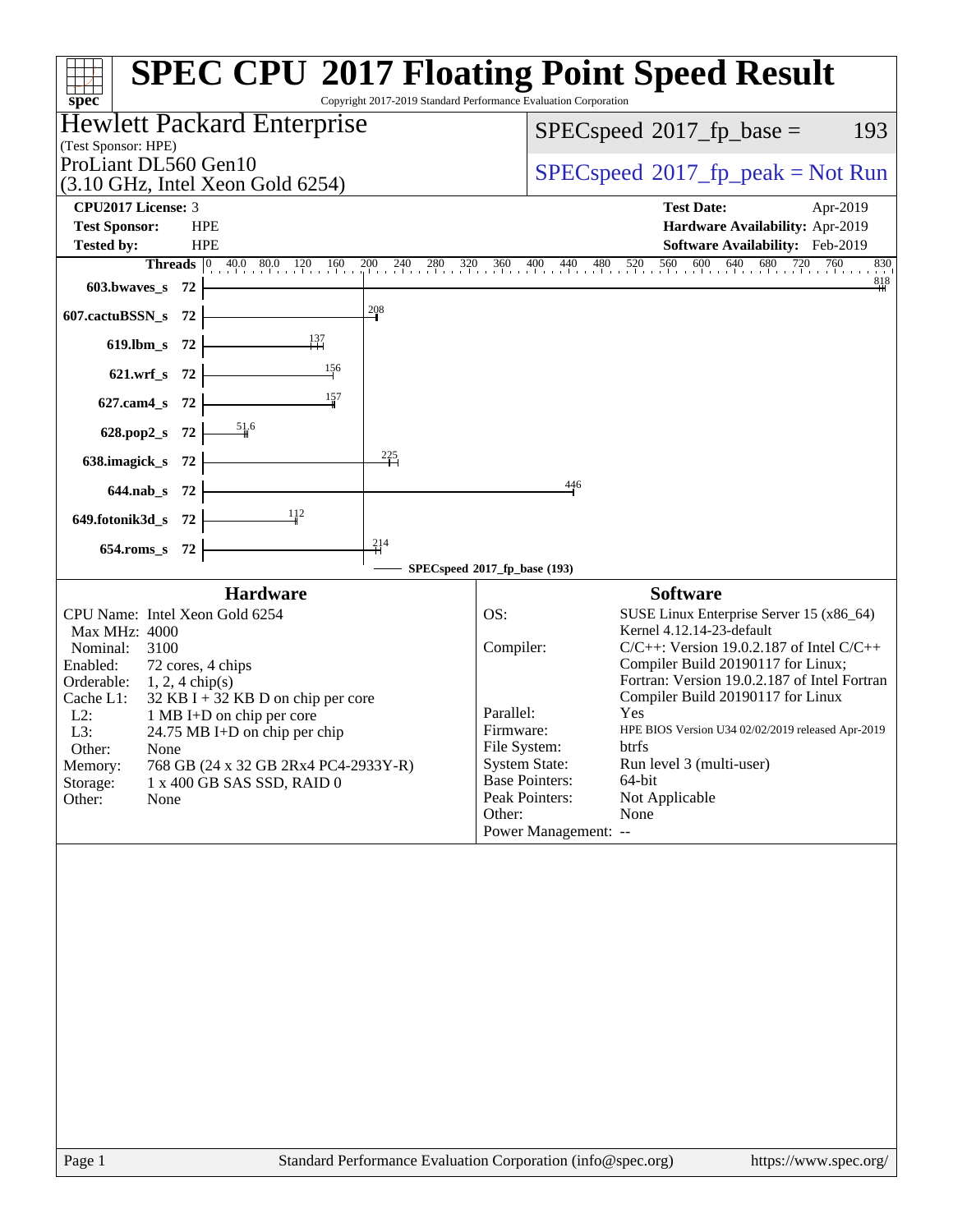# SPEC CPU 2017 Floating Point Speed Result

Copyright 2017-2019 Standard Performance Evaluation Corporation

**Hewlett Packard Enterprise**
(Test Sponsor: HPE)
ProLiant DL560 Gen10
(3.10 GHz, Intel Xeon Gold 6254)

SPECspeed 2017_fp_base = 193

SPECspeed 2017_fp_peak = Not Run

| | | | |
|---|---|---|---|
| **CPU2017 License:** | 3 | **Test Date:** | Apr-2019 |
| **Test Sponsor:** | HPE | **Hardware Availability:** | Apr-2019 |
| **Tested by:** | HPE | **Software Availability:** | Feb-2019 |

| Benchmark | Threads | Base |
|---|---|---|
| 603.bwaves_s | 72 | 818 |
| 607.cactuBSSN_s | 72 | 208 |
| 619.lbm_s | 72 | 137 |
| 621.wrf_s | 72 | 156 |
| 627.cam4_s | 72 | 157 |
| 628.pop2_s | 72 | 51.6 |
| 638.imagick_s | 72 | 225 |
| 644.nab_s | 72 | 446 |
| 649.fotonik3d_s | 72 | 112 |
| 654.roms_s | 72 | 214 |

SPECspeed 2017_fp_base (193)

## Hardware

| | |
|---|---|
| CPU Name: | Intel Xeon Gold 6254 |
| Max MHz: | 4000 |
| Nominal: | 3100 |
| Enabled: | 72 cores, 4 chips |
| Orderable: | 1, 2, 4 chip(s) |
| Cache L1: | 32 KB I + 32 KB D on chip per core |
| L2: | 1 MB I+D on chip per core |
| L3: | 24.75 MB I+D on chip per chip |
| Other: | None |
| Memory: | 768 GB (24 x 32 GB 2Rx4 PC4-2933Y-R) |
| Storage: | 1 x 400 GB SAS SSD, RAID 0 |
| Other: | None |

## Software

| | |
|---|---|
| OS: | SUSE Linux Enterprise Server 15 (x86_64) Kernel 4.12.14-23-default |
| Compiler: | C/C++: Version 19.0.2.187 of Intel C/C++ Compiler Build 20190117 for Linux; Fortran: Version 19.0.2.187 of Intel Fortran Compiler Build 20190117 for Linux |
| Parallel: | Yes |
| Firmware: | HPE BIOS Version U34 02/02/2019 released Apr-2019 |
| File System: | btrfs |
| System State: | Run level 3 (multi-user) |
| Base Pointers: | 64-bit |
| Peak Pointers: | Not Applicable |
| Other: | None |
| Power Management: | -- |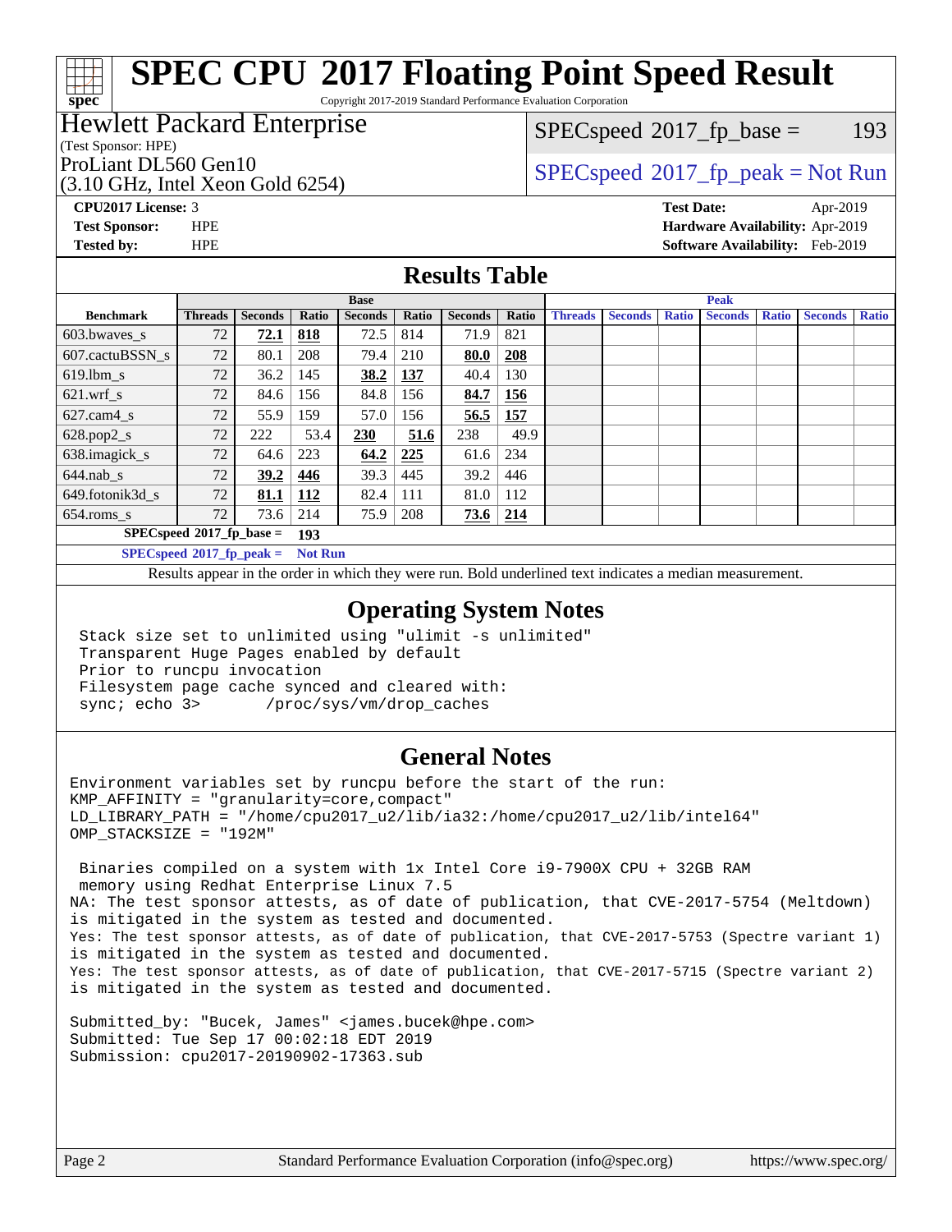# SPEC CPU 2017 Floating Point Speed Result

Copyright 2017-2019 Standard Performance Evaluation Corporation

## Hewlett Packard Enterprise

(Test Sponsor: HPE)

ProLiant DL560 Gen10

(3.10 GHz, Intel Xeon Gold 6254)

SPECspeed 2017_fp_base = 193

SPECspeed 2017_fp_peak = Not Run

**CPU2017 License:** 3
**Test Sponsor:** HPE
**Tested by:** HPE

**Test Date:** Apr-2019
**Hardware Availability:** Apr-2019
**Software Availability:** Feb-2019

## Results Table

| | Base | | | | | | | Peak | | | | | | |
|---|---|---|---|---|---|---|---|---|---|---|---|---|---|---|
| **Benchmark** | **Threads** | **Seconds** | **Ratio** | **Seconds** | **Ratio** | **Seconds** | **Ratio** | **Threads** | **Seconds** | **Ratio** | **Seconds** | **Ratio** | **Seconds** | **Ratio** |
| 603.bwaves_s | 72 | **72.1** | **818** | 72.5 | 814 | 71.9 | 821 | | | | | | | |
| 607.cactuBSSN_s | 72 | 80.1 | 208 | 79.4 | 210 | **80.0** | **208** | | | | | | | |
| 619.lbm_s | 72 | 36.2 | 145 | **38.2** | **137** | 40.4 | 130 | | | | | | | |
| 621.wrf_s | 72 | 84.6 | 156 | 84.8 | 156 | **84.7** | **156** | | | | | | | |
| 627.cam4_s | 72 | 55.9 | 159 | 57.0 | 156 | **56.5** | **157** | | | | | | | |
| 628.pop2_s | 72 | 222 | 53.4 | **230** | **51.6** | 238 | 49.9 | | | | | | | |
| 638.imagick_s | 72 | 64.6 | 223 | **64.2** | **225** | 61.6 | 234 | | | | | | | |
| 644.nab_s | 72 | **39.2** | **446** | 39.3 | 445 | 39.2 | 446 | | | | | | | |
| 649.fotonik3d_s | 72 | **81.1** | **112** | 82.4 | 111 | 81.0 | 112 | | | | | | | |
| 654.roms_s | 72 | 73.6 | 214 | 75.9 | 208 | **73.6** | **214** | | | | | | | |

**SPECspeed 2017_fp_base = 193**

**SPECspeed 2017_fp_peak = Not Run**

Results appear in the order in which they were run. Bold underlined text indicates a median measurement.

## Operating System Notes

```
Stack size set to unlimited using "ulimit -s unlimited"
Transparent Huge Pages enabled by default
Prior to runcpu invocation
Filesystem page cache synced and cleared with:
sync; echo 3>       /proc/sys/vm/drop_caches
```

## General Notes

```
Environment variables set by runcpu before the start of the run:
KMP_AFFINITY = "granularity=core,compact"
LD_LIBRARY_PATH = "/home/cpu2017_u2/lib/ia32:/home/cpu2017_u2/lib/intel64"
OMP_STACKSIZE = "192M"

 Binaries compiled on a system with 1x Intel Core i9-7900X CPU + 32GB RAM
 memory using Redhat Enterprise Linux 7.5
NA: The test sponsor attests, as of date of publication, that CVE-2017-5754 (Meltdown)
is mitigated in the system as tested and documented.
Yes: The test sponsor attests, as of date of publication, that CVE-2017-5753 (Spectre variant 1)
is mitigated in the system as tested and documented.
Yes: The test sponsor attests, as of date of publication, that CVE-2017-5715 (Spectre variant 2)
is mitigated in the system as tested and documented.

Submitted_by: "Bucek, James" <james.bucek@hpe.com>
Submitted: Tue Sep 17 00:02:18 EDT 2019
Submission: cpu2017-20190902-17363.sub
```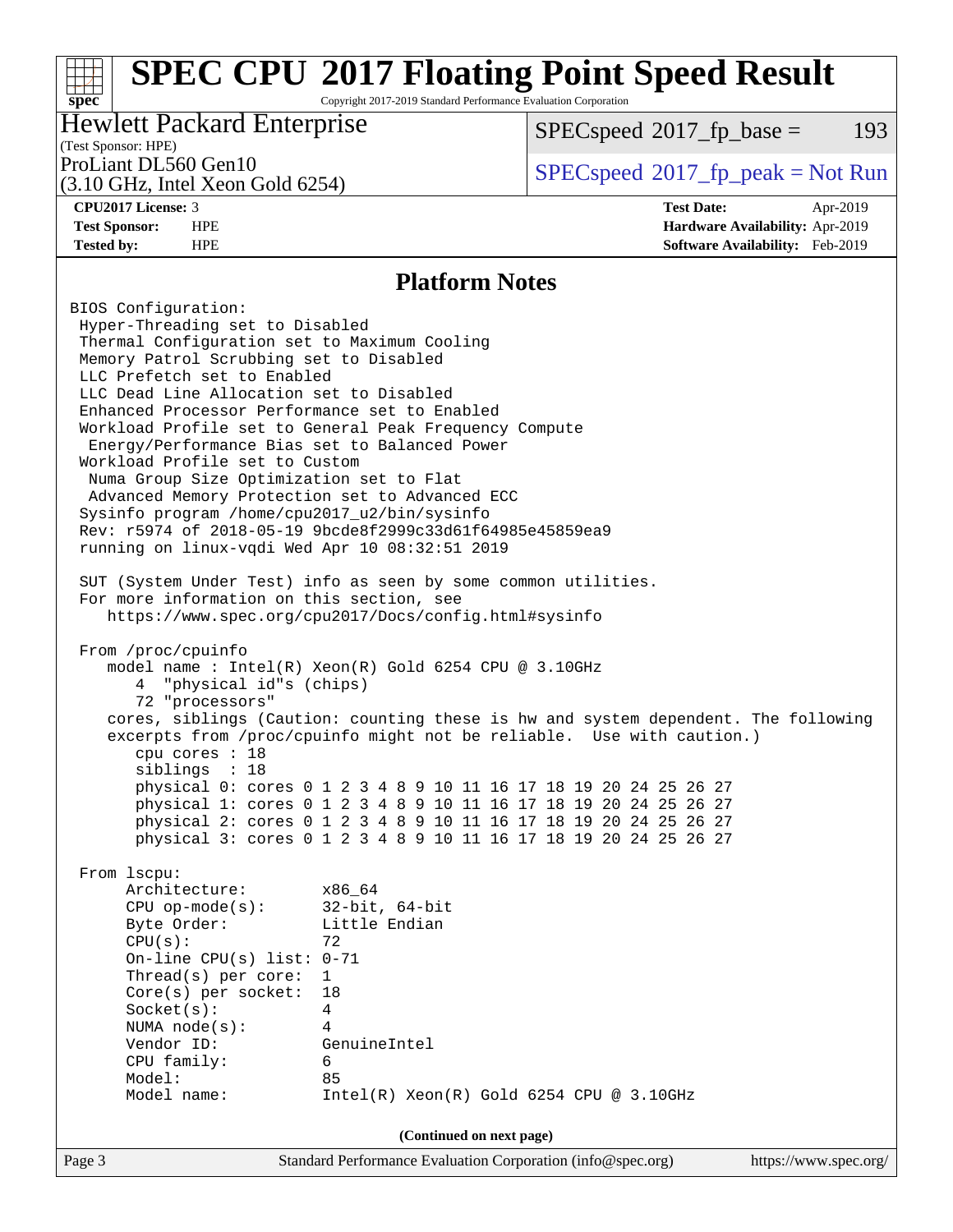# SPEC CPU 2017 Floating Point Speed Result

Copyright 2017-2019 Standard Performance Evaluation Corporation

Hewlett Packard Enterprise
(Test Sponsor: HPE)
ProLiant DL560 Gen10
(3.10 GHz, Intel Xeon Gold 6254)

SPECspeed 2017_fp_base = 193

SPECspeed 2017_fp_peak = Not Run

**CPU2017 License:** 3
**Test Sponsor:** HPE
**Tested by:** HPE

**Test Date:** Apr-2019
**Hardware Availability:** Apr-2019
**Software Availability:** Feb-2019

## Platform Notes

```
BIOS Configuration:
 Hyper-Threading set to Disabled
 Thermal Configuration set to Maximum Cooling
 Memory Patrol Scrubbing set to Disabled
 LLC Prefetch set to Enabled
 LLC Dead Line Allocation set to Disabled
 Enhanced Processor Performance set to Enabled
 Workload Profile set to General Peak Frequency Compute
  Energy/Performance Bias set to Balanced Power
 Workload Profile set to Custom
  Numa Group Size Optimization set to Flat
  Advanced Memory Protection set to Advanced ECC
 Sysinfo program /home/cpu2017_u2/bin/sysinfo
 Rev: r5974 of 2018-05-19 9bcde8f2999c33d61f64985e45859ea9
 running on linux-vqdi Wed Apr 10 08:32:51 2019

 SUT (System Under Test) info as seen by some common utilities.
 For more information on this section, see
    https://www.spec.org/cpu2017/Docs/config.html#sysinfo

 From /proc/cpuinfo
    model name : Intel(R) Xeon(R) Gold 6254 CPU @ 3.10GHz
       4  "physical id"s (chips)
       72 "processors"
    cores, siblings (Caution: counting these is hw and system dependent. The following
    excerpts from /proc/cpuinfo might not be reliable.  Use with caution.)
       cpu cores : 18
       siblings  : 18
       physical 0: cores 0 1 2 3 4 8 9 10 11 16 17 18 19 20 24 25 26 27
       physical 1: cores 0 1 2 3 4 8 9 10 11 16 17 18 19 20 24 25 26 27
       physical 2: cores 0 1 2 3 4 8 9 10 11 16 17 18 19 20 24 25 26 27
       physical 3: cores 0 1 2 3 4 8 9 10 11 16 17 18 19 20 24 25 26 27

 From lscpu:
      Architecture:        x86_64
      CPU op-mode(s):      32-bit, 64-bit
      Byte Order:          Little Endian
      CPU(s):              72
      On-line CPU(s) list: 0-71
      Thread(s) per core:  1
      Core(s) per socket:  18
      Socket(s):           4
      NUMA node(s):        4
      Vendor ID:           GenuineIntel
      CPU family:          6
      Model:               85
      Model name:          Intel(R) Xeon(R) Gold 6254 CPU @ 3.10GHz
```

(Continued on next page)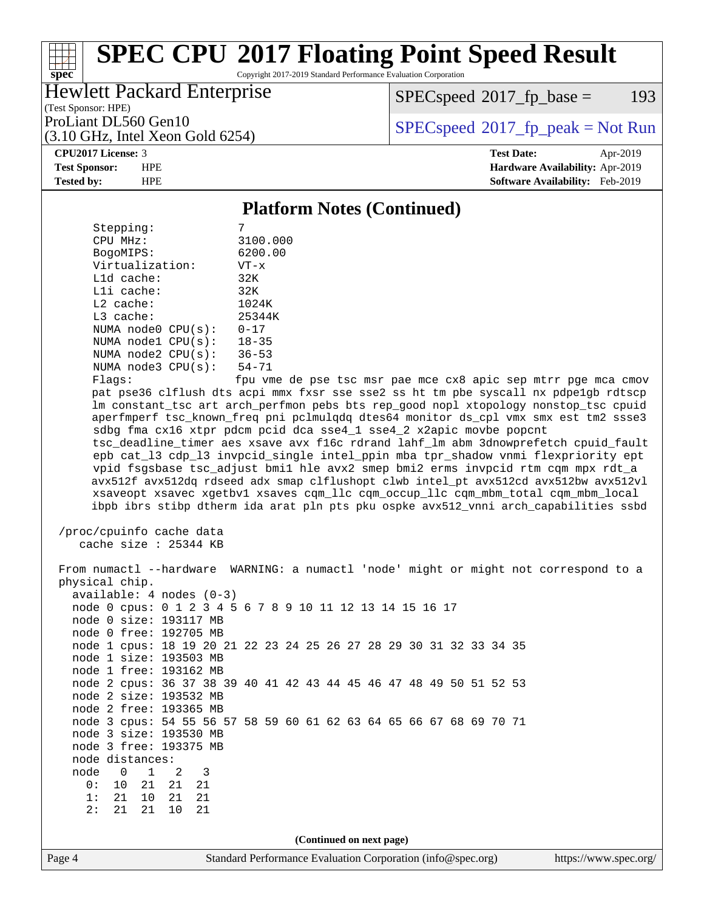# SPEC CPU 2017 Floating Point Speed Result

Copyright 2017-2019 Standard Performance Evaluation Corporation

Hewlett Packard Enterprise
(Test Sponsor: HPE)

ProLiant DL560 Gen10
(3.10 GHz, Intel Xeon Gold 6254)

SPECspeed 2017_fp_base = 193

SPECspeed 2017_fp_peak = Not Run

**CPU2017 License:** 3
**Test Sponsor:** HPE
**Tested by:** HPE

**Test Date:** Apr-2019
**Hardware Availability:** Apr-2019
**Software Availability:** Feb-2019

## Platform Notes (Continued)

```
     Stepping:            7
     CPU MHz:             3100.000
     BogoMIPS:            6200.00
     Virtualization:      VT-x
     L1d cache:           32K
     L1i cache:           32K
     L2 cache:            1024K
     L3 cache:            25344K
     NUMA node0 CPU(s):   0-17
     NUMA node1 CPU(s):   18-35
     NUMA node2 CPU(s):   36-53
     NUMA node3 CPU(s):   54-71
     Flags:               fpu vme de pse tsc msr pae mce cx8 apic sep mtrr pge mca cmov
     pat pse36 clflush dts acpi mmx fxsr sse sse2 ss ht tm pbe syscall nx pdpe1gb rdtscp
     lm constant_tsc art arch_perfmon pebs bts rep_good nopl xtopology nonstop_tsc cpuid
     aperfmperf tsc_known_freq pni pclmulqdq dtes64 monitor ds_cpl vmx smx est tm2 ssse3
     sdbg fma cx16 xtpr pdcm pcid dca sse4_1 sse4_2 x2apic movbe popcnt
     tsc_deadline_timer aes xsave avx f16c rdrand lahf_lm abm 3dnowprefetch cpuid_fault
     epb cat_l3 cdp_l3 invpcid_single intel_ppin mba tpr_shadow vnmi flexpriority ept
     vpid fsgsbase tsc_adjust bmi1 hle avx2 smep bmi2 erms invpcid rtm cqm mpx rdt_a
     avx512f avx512dq rdseed adx smap clflushopt clwb intel_pt avx512cd avx512bw avx512vl
     xsaveopt xsavec xgetbv1 xsaves cqm_llc cqm_occup_llc cqm_mbm_total cqm_mbm_local
     ibpb ibrs stibp dtherm ida arat pln pts pku ospke avx512_vnni arch_capabilities ssbd

 /proc/cpuinfo cache data
    cache size : 25344 KB

 From numactl --hardware  WARNING: a numactl 'node' might or might not correspond to a
 physical chip.
   available: 4 nodes (0-3)
   node 0 cpus: 0 1 2 3 4 5 6 7 8 9 10 11 12 13 14 15 16 17
   node 0 size: 193117 MB
   node 0 free: 192705 MB
   node 1 cpus: 18 19 20 21 22 23 24 25 26 27 28 29 30 31 32 33 34 35
   node 1 size: 193503 MB
   node 1 free: 193162 MB
   node 2 cpus: 36 37 38 39 40 41 42 43 44 45 46 47 48 49 50 51 52 53
   node 2 size: 193532 MB
   node 2 free: 193365 MB
   node 3 cpus: 54 55 56 57 58 59 60 61 62 63 64 65 66 67 68 69 70 71
   node 3 size: 193530 MB
   node 3 free: 193375 MB
   node distances:
   node   0   1   2   3
     0:  10  21  21  21
     1:  21  10  21  21
     2:  21  21  10  21
```

(Continued on next page)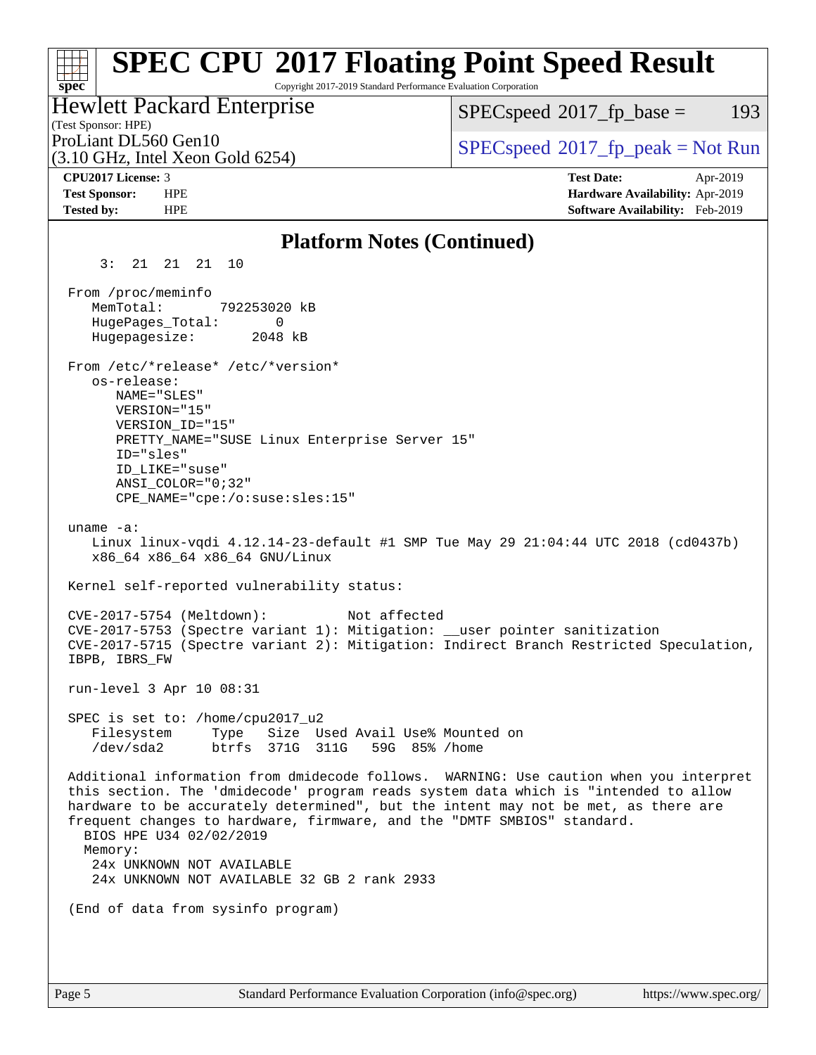## Platform Notes (Continued)

```
     3:  21  21  21  10

 From /proc/meminfo
    MemTotal:       792253020 kB
    HugePages_Total:       0
    Hugepagesize:       2048 kB

 From /etc/*release* /etc/*version*
    os-release:
       NAME="SLES"
       VERSION="15"
       VERSION_ID="15"
       PRETTY_NAME="SUSE Linux Enterprise Server 15"
       ID="sles"
       ID_LIKE="suse"
       ANSI_COLOR="0;32"
       CPE_NAME="cpe:/o:suse:sles:15"

 uname -a:
    Linux linux-vqdi 4.12.14-23-default #1 SMP Tue May 29 21:04:44 UTC 2018 (cd0437b)
    x86_64 x86_64 x86_64 GNU/Linux

 Kernel self-reported vulnerability status:

 CVE-2017-5754 (Meltdown):          Not affected
 CVE-2017-5753 (Spectre variant 1): Mitigation: __user pointer sanitization
 CVE-2017-5715 (Spectre variant 2): Mitigation: Indirect Branch Restricted Speculation,
 IBPB, IBRS_FW

 run-level 3 Apr 10 08:31

 SPEC is set to: /home/cpu2017_u2
    Filesystem     Type   Size  Used Avail Use% Mounted on
    /dev/sda2      btrfs  371G  311G   59G  85% /home

 Additional information from dmidecode follows.  WARNING: Use caution when you interpret
 this section. The 'dmidecode' program reads system data which is "intended to allow
 hardware to be accurately determined", but the intent may not be met, as there are
 frequent changes to hardware, firmware, and the "DMTF SMBIOS" standard.
   BIOS HPE U34 02/02/2019
   Memory:
    24x UNKNOWN NOT AVAILABLE
    24x UNKNOWN NOT AVAILABLE 32 GB 2 rank 2933

 (End of data from sysinfo program)
```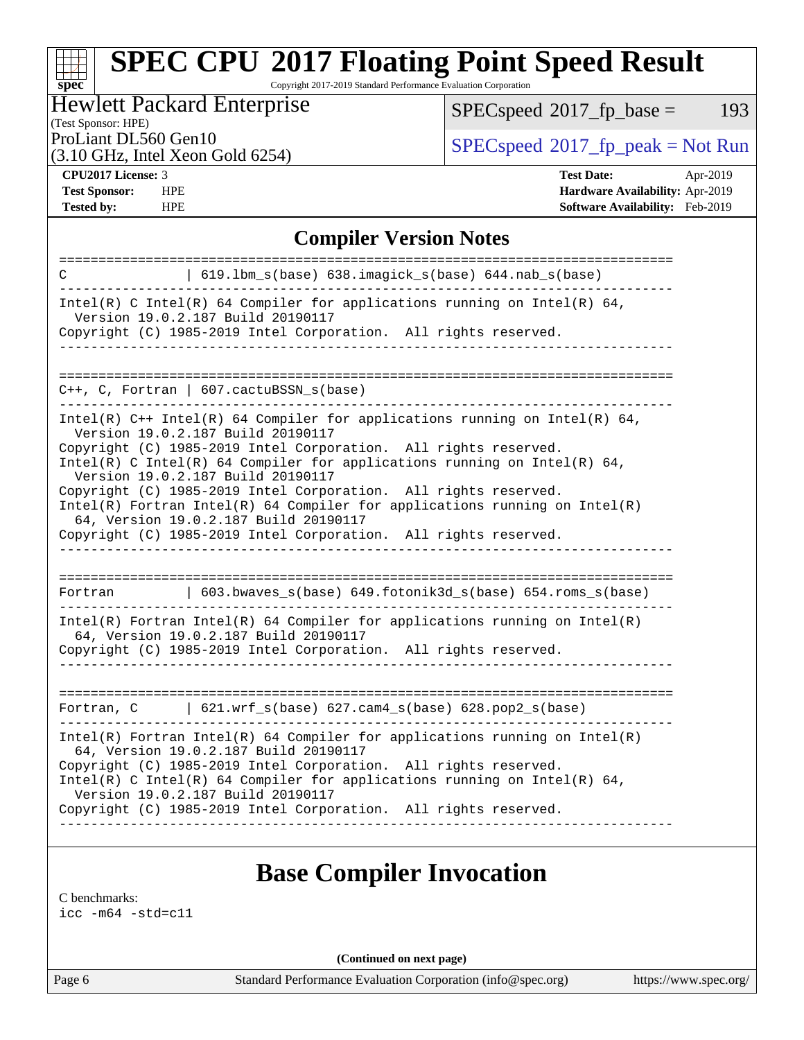# SPEC CPU 2017 Floating Point Speed Result

Copyright 2017-2019 Standard Performance Evaluation Corporation

**Hewlett Packard Enterprise**
(Test Sponsor: HPE)
ProLiant DL560 Gen10
(3.10 GHz, Intel Xeon Gold 6254)

SPECspeed 2017_fp_base = 193

SPECspeed 2017_fp_peak = Not Run

| | | | |
|---|---|---|---|
| **CPU2017 License:** | 3 | **Test Date:** | Apr-2019 |
| **Test Sponsor:** | HPE | **Hardware Availability:** | Apr-2019 |
| **Tested by:** | HPE | **Software Availability:** | Feb-2019 |

## Compiler Version Notes

```
==============================================================================
C               | 619.lbm_s(base) 638.imagick_s(base) 644.nab_s(base)
------------------------------------------------------------------------------
Intel(R) C Intel(R) 64 Compiler for applications running on Intel(R) 64,
  Version 19.0.2.187 Build 20190117
Copyright (C) 1985-2019 Intel Corporation.  All rights reserved.
------------------------------------------------------------------------------

==============================================================================
C++, C, Fortran | 607.cactuBSSN_s(base)
------------------------------------------------------------------------------
Intel(R) C++ Intel(R) 64 Compiler for applications running on Intel(R) 64,
  Version 19.0.2.187 Build 20190117
Copyright (C) 1985-2019 Intel Corporation.  All rights reserved.
Intel(R) C Intel(R) 64 Compiler for applications running on Intel(R) 64,
  Version 19.0.2.187 Build 20190117
Copyright (C) 1985-2019 Intel Corporation.  All rights reserved.
Intel(R) Fortran Intel(R) 64 Compiler for applications running on Intel(R)
  64, Version 19.0.2.187 Build 20190117
Copyright (C) 1985-2019 Intel Corporation.  All rights reserved.
------------------------------------------------------------------------------

==============================================================================
Fortran         | 603.bwaves_s(base) 649.fotonik3d_s(base) 654.roms_s(base)
------------------------------------------------------------------------------
Intel(R) Fortran Intel(R) 64 Compiler for applications running on Intel(R)
  64, Version 19.0.2.187 Build 20190117
Copyright (C) 1985-2019 Intel Corporation.  All rights reserved.
------------------------------------------------------------------------------

==============================================================================
Fortran, C      | 621.wrf_s(base) 627.cam4_s(base) 628.pop2_s(base)
------------------------------------------------------------------------------
Intel(R) Fortran Intel(R) 64 Compiler for applications running on Intel(R)
  64, Version 19.0.2.187 Build 20190117
Copyright (C) 1985-2019 Intel Corporation.  All rights reserved.
Intel(R) C Intel(R) 64 Compiler for applications running on Intel(R) 64,
  Version 19.0.2.187 Build 20190117
Copyright (C) 1985-2019 Intel Corporation.  All rights reserved.
------------------------------------------------------------------------------
```

## Base Compiler Invocation

C benchmarks:
icc -m64 -std=c11

**(Continued on next page)**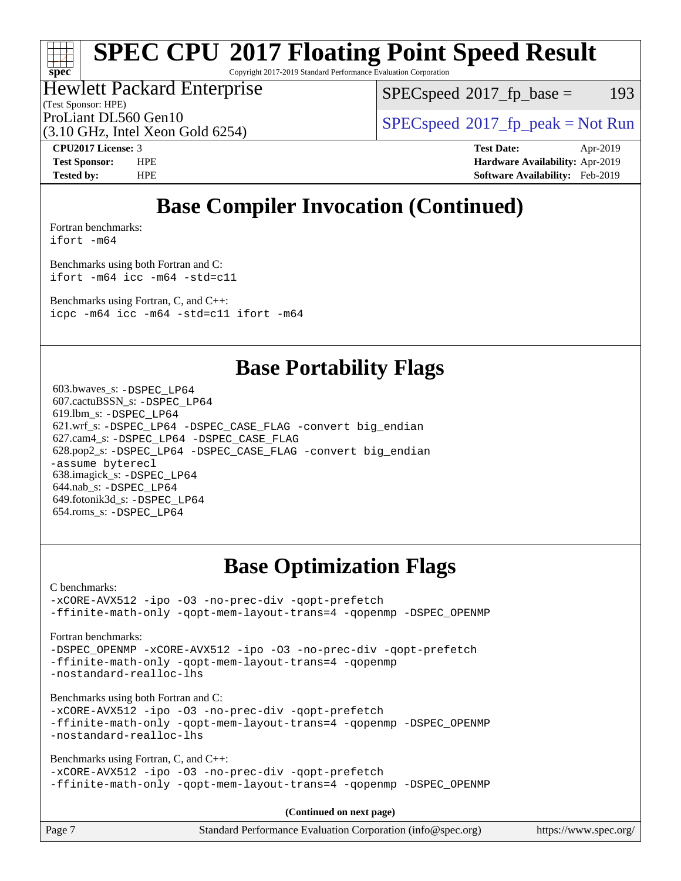# SPEC CPU 2017 Floating Point Speed Result

Copyright 2017-2019 Standard Performance Evaluation Corporation

Hewlett Packard Enterprise
(Test Sponsor: HPE)
ProLiant DL560 Gen10
(3.10 GHz, Intel Xeon Gold 6254)

SPECspeed 2017_fp_base = 193

SPECspeed 2017_fp_peak = Not Run

| | | | |
|---|---|---|---|
| **CPU2017 License:** | 3 | **Test Date:** | Apr-2019 |
| **Test Sponsor:** | HPE | **Hardware Availability:** | Apr-2019 |
| **Tested by:** | HPE | **Software Availability:** | Feb-2019 |

## Base Compiler Invocation (Continued)

Fortran benchmarks:
```
ifort -m64
```

Benchmarks using both Fortran and C:
```
ifort -m64 icc -m64 -std=c11
```

Benchmarks using Fortran, C, and C++:
```
icpc -m64 icc -m64 -std=c11 ifort -m64
```

## Base Portability Flags

603.bwaves_s: `-DSPEC_LP64`
607.cactuBSSN_s: `-DSPEC_LP64`
619.lbm_s: `-DSPEC_LP64`
621.wrf_s: `-DSPEC_LP64 -DSPEC_CASE_FLAG -convert big_endian`
627.cam4_s: `-DSPEC_LP64 -DSPEC_CASE_FLAG`
628.pop2_s: `-DSPEC_LP64 -DSPEC_CASE_FLAG -convert big_endian -assume byterecl`
638.imagick_s: `-DSPEC_LP64`
644.nab_s: `-DSPEC_LP64`
649.fotonik3d_s: `-DSPEC_LP64`
654.roms_s: `-DSPEC_LP64`

## Base Optimization Flags

C benchmarks:
```
-xCORE-AVX512 -ipo -O3 -no-prec-div -qopt-prefetch
-ffinite-math-only -qopt-mem-layout-trans=4 -qopenmp -DSPEC_OPENMP
```

Fortran benchmarks:
```
-DSPEC_OPENMP -xCORE-AVX512 -ipo -O3 -no-prec-div -qopt-prefetch
-ffinite-math-only -qopt-mem-layout-trans=4 -qopenmp
-nostandard-realloc-lhs
```

Benchmarks using both Fortran and C:
```
-xCORE-AVX512 -ipo -O3 -no-prec-div -qopt-prefetch
-ffinite-math-only -qopt-mem-layout-trans=4 -qopenmp -DSPEC_OPENMP
-nostandard-realloc-lhs
```

Benchmarks using Fortran, C, and C++:
```
-xCORE-AVX512 -ipo -O3 -no-prec-div -qopt-prefetch
-ffinite-math-only -qopt-mem-layout-trans=4 -qopenmp -DSPEC_OPENMP
```

**(Continued on next page)**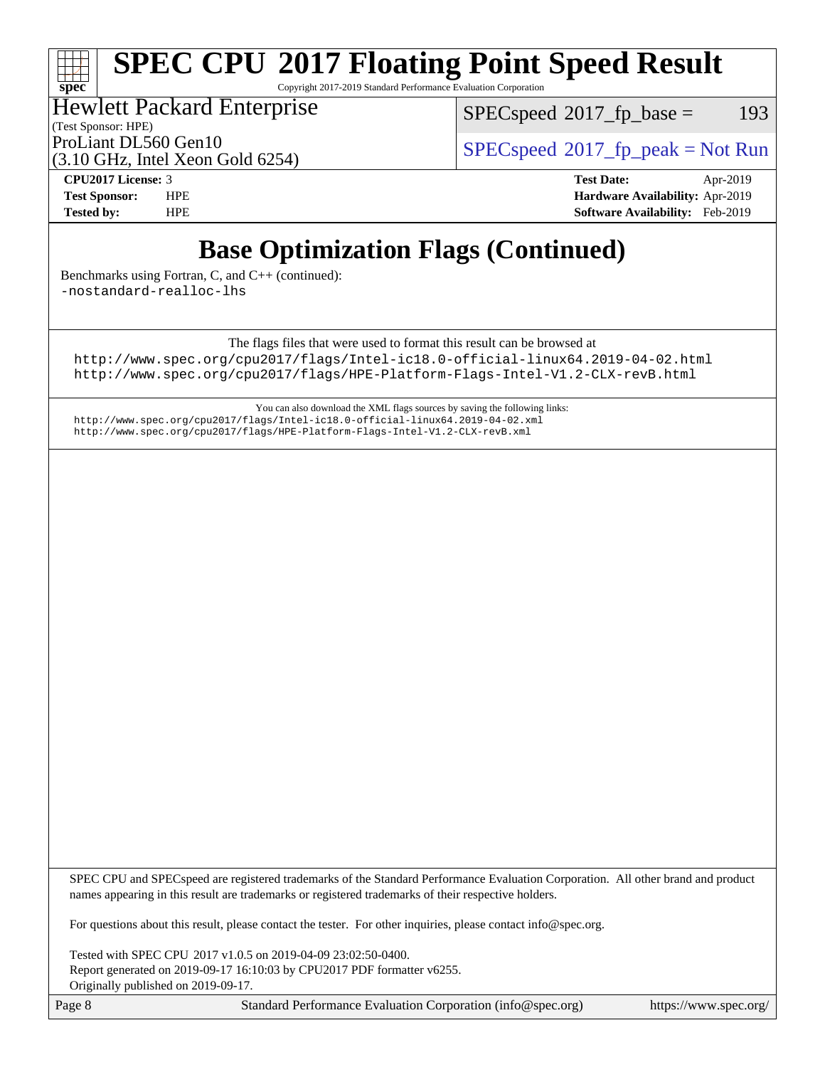# Base Optimization Flags (Continued)

Benchmarks using Fortran, C, and C++ (continued):
-nostandard-realloc-lhs

The flags files that were used to format this result can be browsed at
http://www.spec.org/cpu2017/flags/Intel-ic18.0-official-linux64.2019-04-02.html
http://www.spec.org/cpu2017/flags/HPE-Platform-Flags-Intel-V1.2-CLX-revB.html

You can also download the XML flags sources by saving the following links:
http://www.spec.org/cpu2017/flags/Intel-ic18.0-official-linux64.2019-04-02.xml
http://www.spec.org/cpu2017/flags/HPE-Platform-Flags-Intel-V1.2-CLX-revB.xml

SPEC CPU and SPECspeed are registered trademarks of the Standard Performance Evaluation Corporation. All other brand and product names appearing in this result are trademarks or registered trademarks of their respective holders.

For questions about this result, please contact the tester. For other inquiries, please contact info@spec.org.

Tested with SPEC CPU 2017 v1.0.5 on 2019-04-09 23:02:50-0400.
Report generated on 2019-09-17 16:10:03 by CPU2017 PDF formatter v6255.
Originally published on 2019-09-17.